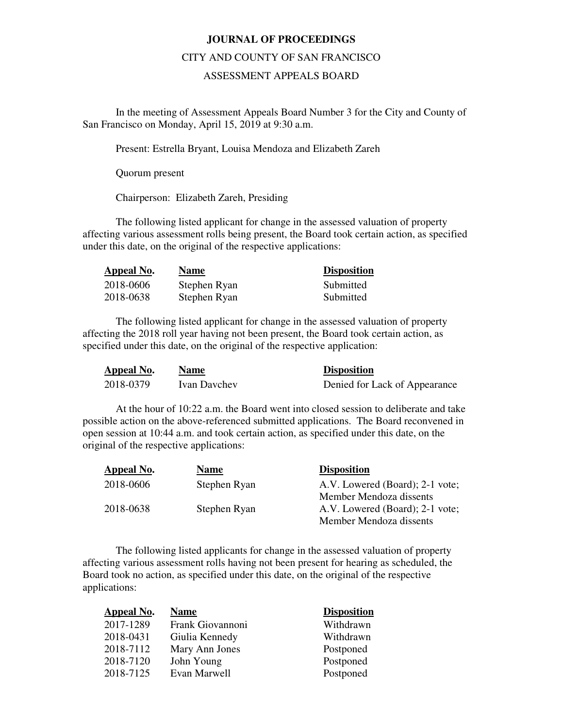# JOURNAL OF PROCEEDINGS

CITY AND COUNTY OF SAN FRANCISCO

ASSESSMENT APPEALS BOARD

In the meeting of Assessment Appeals Board Number 3 for the City and County of San Francisco on Monday, April 15, 2019 at 9:30 a.m.

Present: Estrella Bryant, Louisa Mendoza and Elizabeth Zareh

Quorum present

Chairperson: Elizabeth Zareh, Presiding

The following listed applicant for change in the assessed valuation of property affecting various assessment rolls being present, the Board took certain action, as specified under this date, on the original of the respective applications:

| Appeal No. | Name | Disposition |
|---|---|---|
| 2018-0606 | Stephen Ryan | Submitted |
| 2018-0638 | Stephen Ryan | Submitted |

The following listed applicant for change in the assessed valuation of property affecting the 2018 roll year having not been present, the Board took certain action, as specified under this date, on the original of the respective application:

| Appeal No. | Name | Disposition |
|---|---|---|
| 2018-0379 | Ivan Davchev | Denied for Lack of Appearance |

At the hour of 10:22 a.m. the Board went into closed session to deliberate and take possible action on the above-referenced submitted applications. The Board reconvened in open session at 10:44 a.m. and took certain action, as specified under this date, on the original of the respective applications:

| Appeal No. | Name | Disposition |
|---|---|---|
| 2018-0606 | Stephen Ryan | A.V. Lowered (Board); 2-1 vote; Member Mendoza dissents |
| 2018-0638 | Stephen Ryan | A.V. Lowered (Board); 2-1 vote; Member Mendoza dissents |

The following listed applicants for change in the assessed valuation of property affecting various assessment rolls having not been present for hearing as scheduled, the Board took no action, as specified under this date, on the original of the respective applications:

| Appeal No. | Name | Disposition |
|---|---|---|
| 2017-1289 | Frank Giovannoni | Withdrawn |
| 2018-0431 | Giulia Kennedy | Withdrawn |
| 2018-7112 | Mary Ann Jones | Postponed |
| 2018-7120 | John Young | Postponed |
| 2018-7125 | Evan Marwell | Postponed |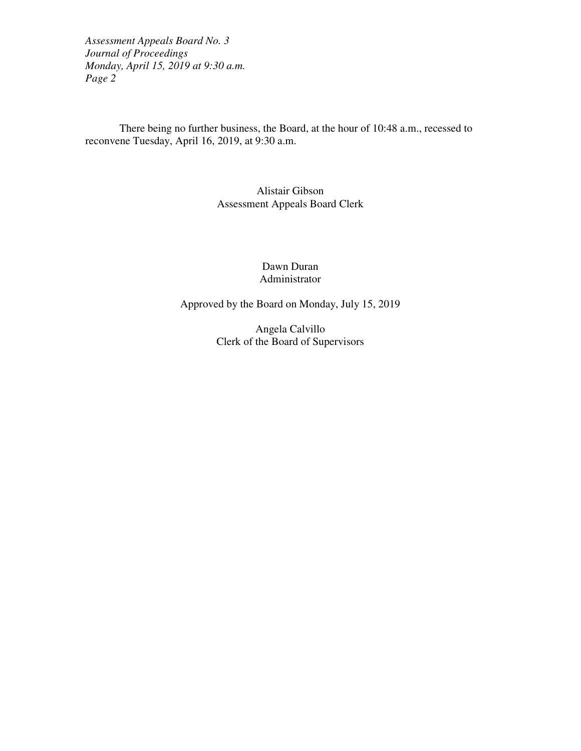There being no further business, the Board, at the hour of 10:48 a.m., recessed to reconvene Tuesday, April 16, 2019, at 9:30 a.m.

Alistair Gibson
Assessment Appeals Board Clerk

Dawn Duran
Administrator

Approved by the Board on Monday, July 15, 2019

Angela Calvillo
Clerk of the Board of Supervisors